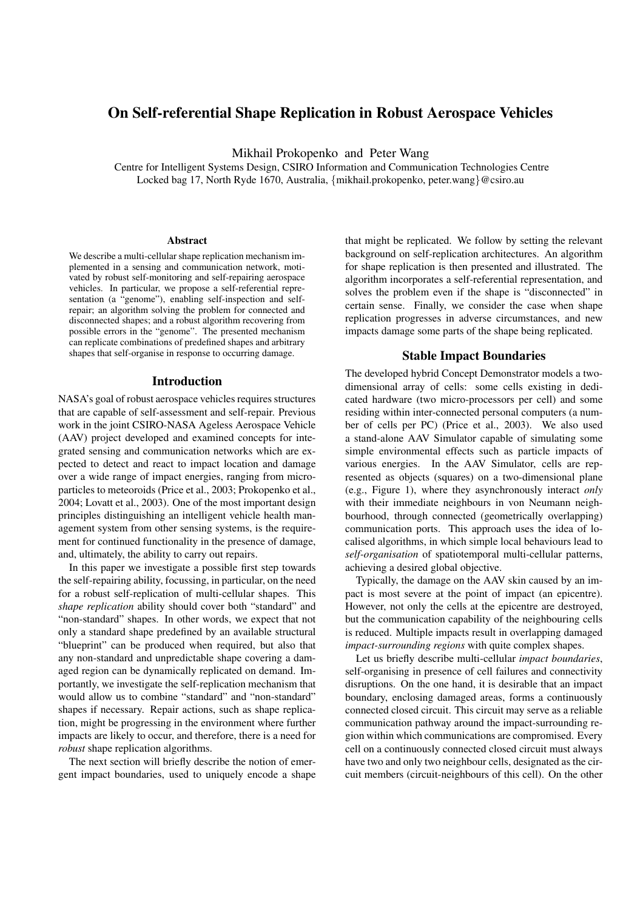# On Self-referential Shape Replication in Robust Aerospace Vehicles

Mikhail Prokopenko and Peter Wang

Centre for Intelligent Systems Design, CSIRO Information and Communication Technologies Centre
Locked bag 17, North Ryde 1670, Australia, {mikhail.prokopenko, peter.wang}@csiro.au

### Abstract

We describe a multi-cellular shape replication mechanism implemented in a sensing and communication network, motivated by robust self-monitoring and self-repairing aerospace vehicles. In particular, we propose a self-referential representation (a "genome"), enabling self-inspection and self-repair; an algorithm solving the problem for connected and disconnected shapes; and a robust algorithm recovering from possible errors in the "genome". The presented mechanism can replicate combinations of predefined shapes and arbitrary shapes that self-organise in response to occurring damage.

## Introduction

NASA's goal of robust aerospace vehicles requires structures that are capable of self-assessment and self-repair. Previous work in the joint CSIRO-NASA Ageless Aerospace Vehicle (AAV) project developed and examined concepts for integrated sensing and communication networks which are expected to detect and react to impact location and damage over a wide range of impact energies, ranging from micro-particles to meteoroids (Price et al., 2003; Prokopenko et al., 2004; Lovatt et al., 2003). One of the most important design principles distinguishing an intelligent vehicle health management system from other sensing systems, is the requirement for continued functionality in the presence of damage, and, ultimately, the ability to carry out repairs.

In this paper we investigate a possible first step towards the self-repairing ability, focussing, in particular, on the need for a robust self-replication of multi-cellular shapes. This *shape replication* ability should cover both "standard" and "non-standard" shapes. In other words, we expect that not only a standard shape predefined by an available structural "blueprint" can be produced when required, but also that any non-standard and unpredictable shape covering a damaged region can be dynamically replicated on demand. Importantly, we investigate the self-replication mechanism that would allow us to combine "standard" and "non-standard" shapes if necessary. Repair actions, such as shape replication, might be progressing in the environment where further impacts are likely to occur, and therefore, there is a need for *robust* shape replication algorithms.

The next section will briefly describe the notion of emergent impact boundaries, used to uniquely encode a shape that might be replicated. We follow by setting the relevant background on self-replication architectures. An algorithm for shape replication is then presented and illustrated. The algorithm incorporates a self-referential representation, and solves the problem even if the shape is "disconnected" in certain sense. Finally, we consider the case when shape replication progresses in adverse circumstances, and new impacts damage some parts of the shape being replicated.

## Stable Impact Boundaries

The developed hybrid Concept Demonstrator models a two-dimensional array of cells: some cells existing in dedicated hardware (two micro-processors per cell) and some residing within inter-connected personal computers (a number of cells per PC) (Price et al., 2003). We also used a stand-alone AAV Simulator capable of simulating some simple environmental effects such as particle impacts of various energies. In the AAV Simulator, cells are represented as objects (squares) on a two-dimensional plane (e.g., Figure 1), where they asynchronously interact *only* with their immediate neighbours in von Neumann neighbourhood, through connected (geometrically overlapping) communication ports. This approach uses the idea of localised algorithms, in which simple local behaviours lead to *self-organisation* of spatiotemporal multi-cellular patterns, achieving a desired global objective.

Typically, the damage on the AAV skin caused by an impact is most severe at the point of impact (an epicentre). However, not only the cells at the epicentre are destroyed, but the communication capability of the neighbouring cells is reduced. Multiple impacts result in overlapping damaged *impact-surrounding regions* with quite complex shapes.

Let us briefly describe multi-cellular *impact boundaries*, self-organising in presence of cell failures and connectivity disruptions. On the one hand, it is desirable that an impact boundary, enclosing damaged areas, forms a continuously connected closed circuit. This circuit may serve as a reliable communication pathway around the impact-surrounding region within which communications are compromised. Every cell on a continuously connected closed circuit must always have two and only two neighbour cells, designated as the circuit members (circuit-neighbours of this cell). On the other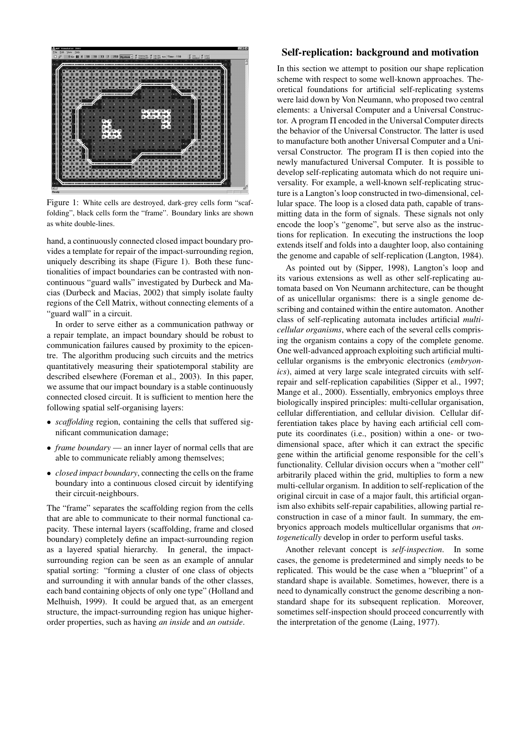Figure 1: White cells are destroyed, dark-grey cells form "scaffolding", black cells form the "frame". Boundary links are shown as white double-lines.

hand, a continuously connected closed impact boundary provides a template for repair of the impact-surrounding region, uniquely describing its shape (Figure 1). Both these functionalities of impact boundaries can be contrasted with non-continuous "guard walls" investigated by Durbeck and Macias (Durbeck and Macias, 2002) that simply isolate faulty regions of the Cell Matrix, without connecting elements of a "guard wall" in a circuit.

In order to serve either as a communication pathway or a repair template, an impact boundary should be robust to communication failures caused by proximity to the epicentre. The algorithm producing such circuits and the metrics quantitatively measuring their spatiotemporal stability are described elsewhere (Foreman et al., 2003). In this paper, we assume that our impact boundary is a stable continuously connected closed circuit. It is sufficient to mention here the following spatial self-organising layers:

- *scaffolding* region, containing the cells that suffered significant communication damage;
- *frame boundary* — an inner layer of normal cells that are able to communicate reliably among themselves;
- *closed impact boundary*, connecting the cells on the frame boundary into a continuous closed circuit by identifying their circuit-neighbours.

The "frame" separates the scaffolding region from the cells that are able to communicate to their normal functional capacity. These internal layers (scaffolding, frame and closed boundary) completely define an impact-surrounding region as a layered spatial hierarchy. In general, the impact-surrounding region can be seen as an example of annular spatial sorting: "forming a cluster of one class of objects and surrounding it with annular bands of the other classes, each band containing objects of only one type" (Holland and Melhuish, 1999). It could be argued that, as an emergent structure, the impact-surrounding region has unique higher-order properties, such as having *an inside* and *an outside*.

## Self-replication: background and motivation

In this section we attempt to position our shape replication scheme with respect to some well-known approaches. Theoretical foundations for artificial self-replicating systems were laid down by Von Neumann, who proposed two central elements: a Universal Computer and a Universal Constructor. A program $\Pi$ encoded in the Universal Computer directs the behavior of the Universal Constructor. The latter is used to manufacture both another Universal Computer and a Universal Constructor. The program $\Pi$ is then copied into the newly manufactured Universal Computer. It is possible to develop self-replicating automata which do not require universality. For example, a well-known self-replicating structure is a Langton's loop constructed in two-dimensional, cellular space. The loop is a closed data path, capable of transmitting data in the form of signals. These signals not only encode the loop's "genome", but serve also as the instructions for replication. In executing the instructions the loop extends itself and folds into a daughter loop, also containing the genome and capable of self-replication (Langton, 1984).

As pointed out by (Sipper, 1998), Langton's loop and its various extensions as well as other self-replicating automata based on Von Neumann architecture, can be thought of as unicellular organisms: there is a single genome describing and contained within the entire automaton. Another class of self-replicating automata includes artificial *multicellular organisms*, where each of the several cells comprising the organism contains a copy of the complete genome. One well-advanced approach exploiting such artificial multicellular organisms is the embryonic electronics (*embryonics*), aimed at very large scale integrated circuits with self-repair and self-replication capabilities (Sipper et al., 1997; Mange et al., 2000). Essentially, embryonics employs three biologically inspired principles: multi-cellular organisation, cellular differentiation, and cellular division. Cellular differentiation takes place by having each artificial cell compute its coordinates (i.e., position) within a one- or two-dimensional space, after which it can extract the specific gene within the artificial genome responsible for the cell's functionality. Cellular division occurs when a "mother cell" arbitrarily placed within the grid, multiplies to form a new multi-cellular organism. In addition to self-replication of the original circuit in case of a major fault, this artificial organism also exhibits self-repair capabilities, allowing partial reconstruction in case of a minor fault. In summary, the embryonics approach models multicellular organisms that *ontogenetically* develop in order to perform useful tasks.

Another relevant concept is *self-inspection*. In some cases, the genome is predetermined and simply needs to be replicated. This would be the case when a "blueprint" of a standard shape is available. Sometimes, however, there is a need to dynamically construct the genome describing a non-standard shape for its subsequent replication. Moreover, sometimes self-inspection should proceed concurrently with the interpretation of the genome (Laing, 1977).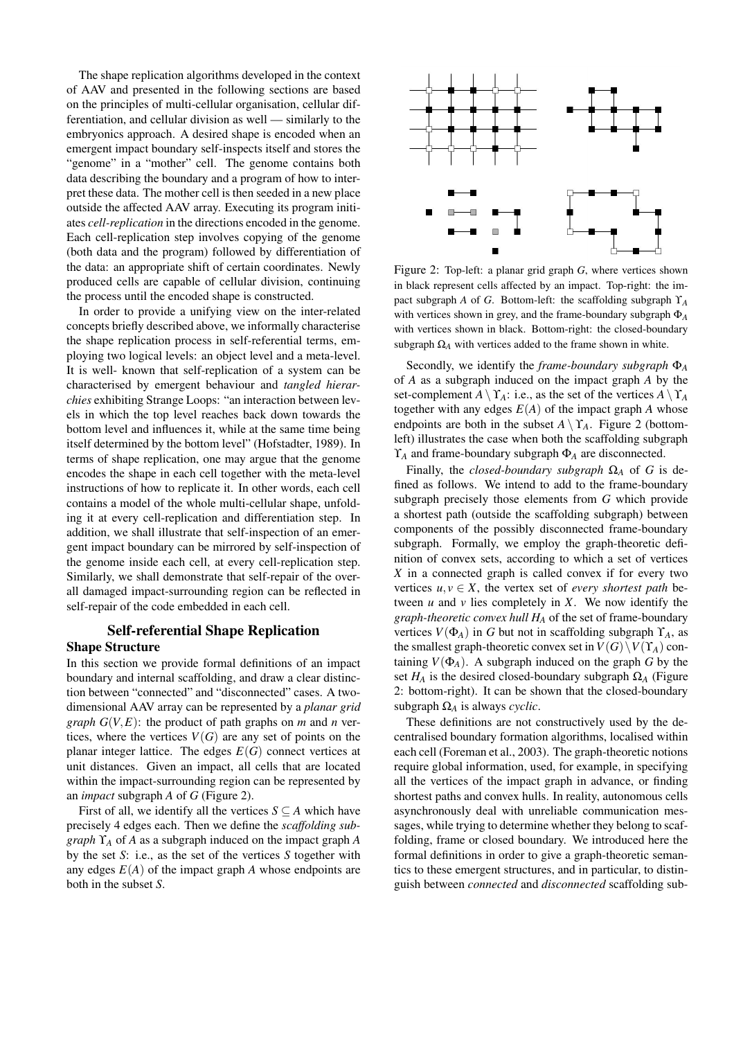The shape replication algorithms developed in the context of AAV and presented in the following sections are based on the principles of multi-cellular organisation, cellular differentiation, and cellular division as well — similarly to the embryonics approach. A desired shape is encoded when an emergent impact boundary self-inspects itself and stores the "genome" in a "mother" cell. The genome contains both data describing the boundary and a program of how to interpret these data. The mother cell is then seeded in a new place outside the affected AAV array. Executing its program initiates *cell-replication* in the directions encoded in the genome. Each cell-replication step involves copying of the genome (both data and the program) followed by differentiation of the data: an appropriate shift of certain coordinates. Newly produced cells are capable of cellular division, continuing the process until the encoded shape is constructed.

In order to provide a unifying view on the inter-related concepts briefly described above, we informally characterise the shape replication process in self-referential terms, employing two logical levels: an object level and a meta-level. It is well- known that self-replication of a system can be characterised by emergent behaviour and *tangled hierarchies* exhibiting Strange Loops: "an interaction between levels in which the top level reaches back down towards the bottom level and influences it, while at the same time being itself determined by the bottom level" (Hofstadter, 1989). In terms of shape replication, one may argue that the genome encodes the shape in each cell together with the meta-level instructions of how to replicate it. In other words, each cell contains a model of the whole multi-cellular shape, unfolding it at every cell-replication and differentiation step. In addition, we shall illustrate that self-inspection of an emergent impact boundary can be mirrored by self-inspection of the genome inside each cell, at every cell-replication step. Similarly, we shall demonstrate that self-repair of the overall damaged impact-surrounding region can be reflected in self-repair of the code embedded in each cell.

## Self-referential Shape Replication

### Shape Structure

In this section we provide formal definitions of an impact boundary and internal scaffolding, and draw a clear distinction between "connected" and "disconnected" cases. A two-dimensional AAV array can be represented by a *planar grid graph* $G(V,E)$: the product of path graphs on $m$ and $n$ vertices, where the vertices $V(G)$ are any set of points on the planar integer lattice. The edges $E(G)$ connect vertices at unit distances. Given an impact, all cells that are located within the impact-surrounding region can be represented by an *impact* subgraph $A$ of $G$ (Figure 2).

First of all, we identify all the vertices $S \subseteq A$ which have precisely 4 edges each. Then we define the *scaffolding subgraph* $\Upsilon_A$ of $A$ as a subgraph induced on the impact graph $A$ by the set $S$: i.e., as the set of the vertices $S$ together with any edges $E(A)$ of the impact graph $A$ whose endpoints are both in the subset $S$.

Figure 2: Top-left: a planar grid graph $G$, where vertices shown in black represent cells affected by an impact. Top-right: the impact subgraph $A$ of $G$. Bottom-left: the scaffolding subgraph $\Upsilon_A$ with vertices shown in grey, and the frame-boundary subgraph $\Phi_A$ with vertices shown in black. Bottom-right: the closed-boundary subgraph $\Omega_A$ with vertices added to the frame shown in white.

Secondly, we identify the *frame-boundary subgraph* $\Phi_A$ of $A$ as a subgraph induced on the impact graph $A$ by the set-complement $A \setminus \Upsilon_A$: i.e., as the set of the vertices $A \setminus \Upsilon_A$ together with any edges $E(A)$ of the impact graph $A$ whose endpoints are both in the subset $A \setminus \Upsilon_A$. Figure 2 (bottom-left) illustrates the case when both the scaffolding subgraph $\Upsilon_A$ and frame-boundary subgraph $\Phi_A$ are disconnected.

Finally, the *closed-boundary subgraph* $\Omega_A$ of $G$ is defined as follows. We intend to add to the frame-boundary subgraph precisely those elements from $G$ which provide a shortest path (outside the scaffolding subgraph) between components of the possibly disconnected frame-boundary subgraph. Formally, we employ the graph-theoretic definition of convex sets, according to which a set of vertices $X$ in a connected graph is called convex if for every two vertices $u, v \in X$, the vertex set of *every shortest path* between $u$ and $v$ lies completely in $X$. We now identify the *graph-theoretic convex hull* $H_A$ of the set of frame-boundary vertices $V(\Phi_A)$ in $G$ but not in scaffolding subgraph $\Upsilon_A$, as the smallest graph-theoretic convex set in $V(G) \setminus V(\Upsilon_A)$ containing $V(\Phi_A)$. A subgraph induced on the graph $G$ by the set $H_A$ is the desired closed-boundary subgraph $\Omega_A$ (Figure 2: bottom-right). It can be shown that the closed-boundary subgraph $\Omega_A$ is always *cyclic*.

These definitions are not constructively used by the decentralised boundary formation algorithms, localised within each cell (Foreman et al., 2003). The graph-theoretic notions require global information, used, for example, in specifying all the vertices of the impact graph in advance, or finding shortest paths and convex hulls. In reality, autonomous cells asynchronously deal with unreliable communication messages, while trying to determine whether they belong to scaffolding, frame or closed boundary. We introduced here the formal definitions in order to give a graph-theoretic semantics to these emergent structures, and in particular, to distinguish between *connected* and *disconnected* scaffolding sub-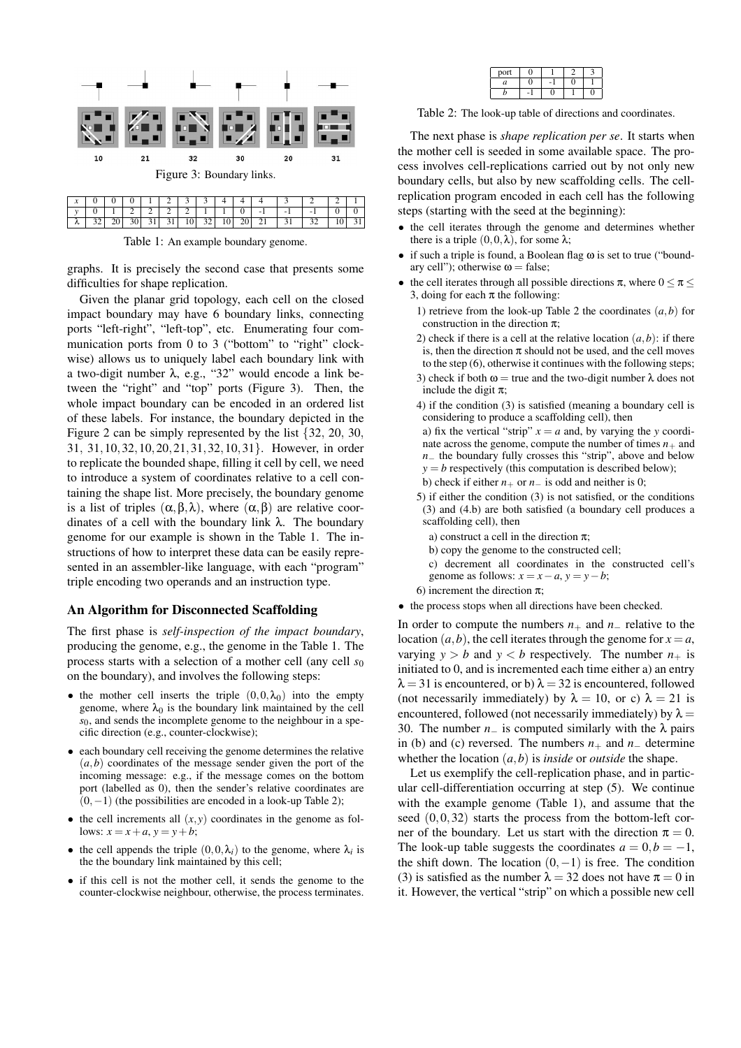Figure 3: Boundary links.

| $x$ | 0 | 0 | 0 | 1 | 2 | 3 | 3 | 4 | 4 | 4 | 3 | 2 | 2 | 1 |
|---|---|---|---|---|---|---|---|---|---|---|---|---|---|---|
| $y$ | 0 | 1 | 2 | 2 | 2 | 2 | 1 | 1 | 0 | -1 | -1 | -1 | 0 | 0 |
| $\lambda$ | 32 | 20 | 30 | 31 | 31 | 10 | 32 | 10 | 20 | 21 | 31 | 32 | 10 | 31 |

Table 1: An example boundary genome.

graphs. It is precisely the second case that presents some difficulties for shape replication.

Given the planar grid topology, each cell on the closed impact boundary may have 6 boundary links, connecting ports "left-right", "left-top", etc. Enumerating four communication ports from 0 to 3 ("bottom" to "right" clockwise) allows us to uniquely label each boundary link with a two-digit number $\lambda$, e.g., "32" would encode a link between the "right" and "top" ports (Figure 3). Then, the whole impact boundary can be encoded in an ordered list of these labels. For instance, the boundary depicted in the Figure 2 can be simply represented by the list $\{32, 20, 30, 31, 31, 10, 32, 10, 20, 21, 31, 32, 10, 31\}$. However, in order to replicate the bounded shape, filling it cell by cell, we need to introduce a system of coordinates relative to a cell containing the shape list. More precisely, the boundary genome is a list of triples $(\alpha, \beta, \lambda)$, where $(\alpha, \beta)$ are relative coordinates of a cell with the boundary link $\lambda$. The boundary genome for our example is shown in the Table 1. The instructions of how to interpret these data can be easily represented in an assembler-like language, with each "program" triple encoding two operands and an instruction type.

## An Algorithm for Disconnected Scaffolding

The first phase is *self-inspection of the impact boundary*, producing the genome, e.g., the genome in the Table 1. The process starts with a selection of a mother cell (any cell $s_0$ on the boundary), and involves the following steps:

- the mother cell inserts the triple $(0, 0, \lambda_0)$ into the empty genome, where $\lambda_0$ is the boundary link maintained by the cell $s_0$, and sends the incomplete genome to the neighbour in a specific direction (e.g., counter-clockwise);
- each boundary cell receiving the genome determines the relative $(a, b)$ coordinates of the message sender given the port of the incoming message: e.g., if the message comes on the bottom port (labelled as 0), then the sender's relative coordinates are $(0, -1)$ (the possibilities are encoded in a look-up Table 2);
- the cell increments all $(x, y)$ coordinates in the genome as follows: $x = x + a$, $y = y + b$;
- the cell appends the triple $(0, 0, \lambda_i)$ to the genome, where $\lambda_i$ is the the boundary link maintained by this cell;
- if this cell is not the mother cell, it sends the genome to the counter-clockwise neighbour, otherwise, the process terminates.

| port | 0 | 1 | 2 | 3 |
|---|---|---|---|---|
| $a$ | 0 | -1 | 0 | 1 |
| $b$ | -1 | 0 | 1 | 0 |

Table 2: The look-up table of directions and coordinates.

The next phase is *shape replication per se*. It starts when the mother cell is seeded in some available space. The process involves cell-replications carried out by not only new boundary cells, but also by new scaffolding cells. The cell-replication program encoded in each cell has the following steps (starting with the seed at the beginning):

- the cell iterates through the genome and determines whether there is a triple $(0, 0, \lambda)$, for some $\lambda$;
- if such a triple is found, a Boolean flag $\omega$ is set to true ("boundary cell"); otherwise $\omega$ = false;
- the cell iterates through all possible directions $\pi$, where $0 \le \pi \le 3$, doing for each $\pi$ the following:
  1) retrieve from the look-up Table 2 the coordinates $(a, b)$ for construction in the direction $\pi$;
  2) check if there is a cell at the relative location $(a, b)$: if there is, then the direction $\pi$ should not be used, and the cell moves to the step (6), otherwise it continues with the following steps;
  3) check if both $\omega$ = true and the two-digit number $\lambda$ does not include the digit $\pi$;
  4) if the condition (3) is satisfied (meaning a boundary cell is considering to produce a scaffolding cell), then

     a) fix the vertical "strip" $x = a$ and, by varying the $y$ coordinate across the genome, compute the number of times $n_+$ and $n_-$ the boundary fully crosses this "strip", above and below $y = b$ respectively (this computation is described below);

     b) check if either $n_+$ or $n_-$ is odd and neither is 0;
  5) if either the condition (3) is not satisfied, or the conditions (3) and (4.b) are both satisfied (a boundary cell produces a scaffolding cell), then

     a) construct a cell in the direction $\pi$;

     b) copy the genome to the constructed cell;

     c) decrement all coordinates in the constructed cell's genome as follows: $x = x - a$, $y = y - b$;
  6) increment the direction $\pi$;
- the process stops when all directions have been checked.

In order to compute the numbers $n_+$ and $n_-$ relative to the location $(a, b)$, the cell iterates through the genome for $x = a$, varying $y > b$ and $y < b$ respectively. The number $n_+$ is initiated to 0, and is incremented each time either a) an entry $\lambda = 31$ is encountered, or b) $\lambda = 32$ is encountered, followed (not necessarily immediately) by $\lambda = 10$, or c) $\lambda = 21$ is encountered, followed (not necessarily immediately) by $\lambda = 30$. The number $n_-$ is computed similarly with the $\lambda$ pairs in (b) and (c) reversed. The numbers $n_+$ and $n_-$ determine whether the location $(a, b)$ is *inside* or *outside* the shape.

Let us exemplify the cell-replication phase, and in particular cell-differentiation occurring at step (5). We continue with the example genome (Table 1), and assume that the seed $(0, 0, 32)$ starts the process from the bottom-left corner of the boundary. Let us start with the direction $\pi = 0$. The look-up table suggests the coordinates $a = 0, b = -1$, the shift down. The location $(0, -1)$ is free. The condition (3) is satisfied as the number $\lambda = 32$ does not have $\pi = 0$ in it. However, the vertical "strip" on which a possible new cell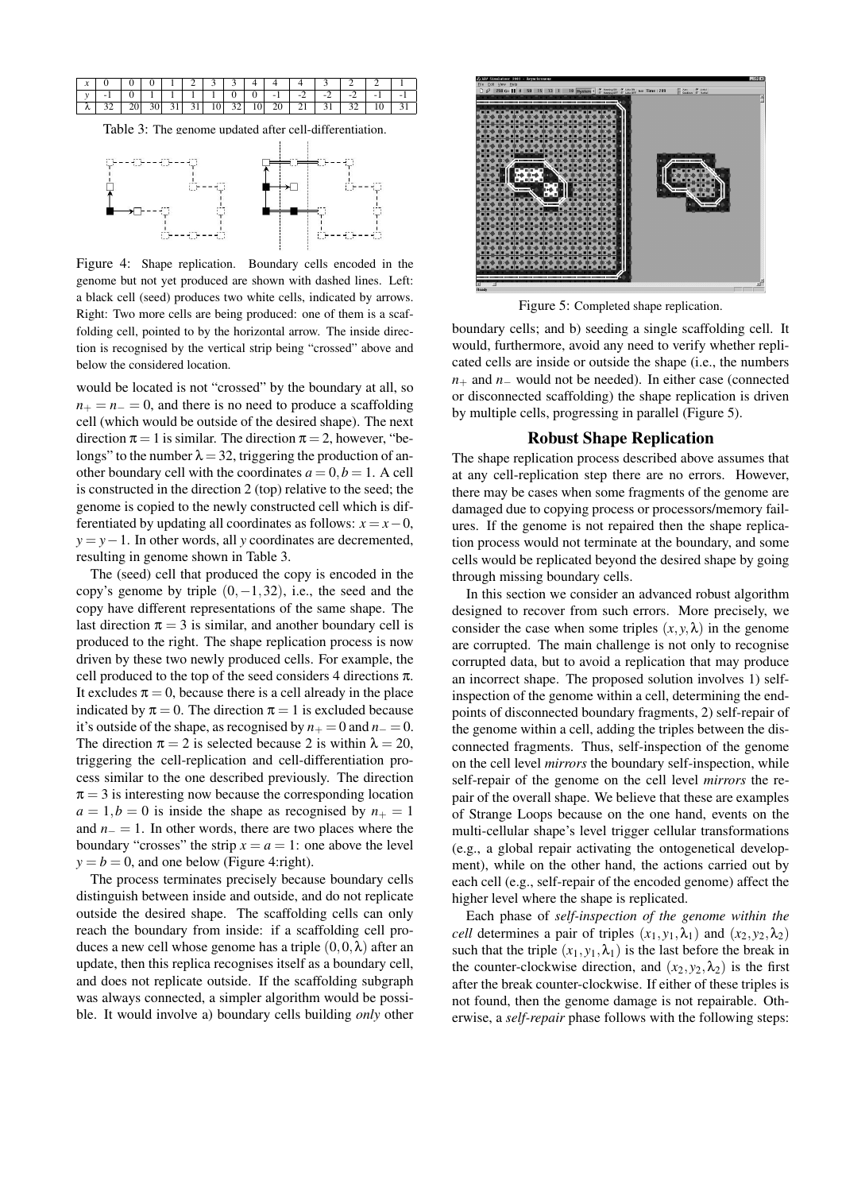| $x$ | 0 | 0 | 0 | 1 | 2 | 3 | 3 | 4 | 4 | 4 | 3 | 2 | 2 | 1 |
|---|---|---|---|---|---|---|---|---|---|---|---|---|---|---|
| $y$ | -1 | 0 | 1 | 1 | 1 | 1 | 0 | 0 | -1 | -2 | -2 | -2 | -1 | -1 |
| $\lambda$ | 32 | 20 | 30 | 31 | 31 | 10 | 32 | 10 | 20 | 21 | 31 | 32 | 10 | 31 |

Table 3: The genome updated after cell-differentiation.

Figure 4: Shape replication. Boundary cells encoded in the genome but not yet produced are shown with dashed lines. Left: a black cell (seed) produces two white cells, indicated by arrows. Right: Two more cells are being produced: one of them is a scaffolding cell, pointed to by the horizontal arrow. The inside direction is recognised by the vertical strip being "crossed" above and below the considered location.

would be located is not "crossed" by the boundary at all, so $n_+ = n_- = 0$, and there is no need to produce a scaffolding cell (which would be outside of the desired shape). The next direction $\pi = 1$ is similar. The direction $\pi = 2$, however, "belongs" to the number $\lambda = 32$, triggering the production of another boundary cell with the coordinates $a = 0, b = 1$. A cell is constructed in the direction 2 (top) relative to the seed; the genome is copied to the newly constructed cell which is differentiated by updating all coordinates as follows: $x = x - 0$, $y = y - 1$. In other words, all $y$ coordinates are decremented, resulting in genome shown in Table 3.

The (seed) cell that produced the copy is encoded in the copy's genome by triple $(0, -1, 32)$, i.e., the seed and the copy have different representations of the same shape. The last direction $\pi = 3$ is similar, and another boundary cell is produced to the right. The shape replication process is now driven by these two newly produced cells. For example, the cell produced to the top of the seed considers 4 directions $\pi$. It excludes $\pi = 0$, because there is a cell already in the place indicated by $\pi = 0$. The direction $\pi = 1$ is excluded because it's outside of the shape, as recognised by $n_+ = 0$ and $n_- = 0$. The direction $\pi = 2$ is selected because 2 is within $\lambda = 20$, triggering the cell-replication and cell-differentiation process similar to the one described previously. The direction $\pi = 3$ is interesting now because the corresponding location $a = 1, b = 0$ is inside the shape as recognised by $n_+ = 1$ and $n_- = 1$. In other words, there are two places where the boundary "crosses" the strip $x = a = 1$: one above the level $y = b = 0$, and one below (Figure 4:right).

The process terminates precisely because boundary cells distinguish between inside and outside, and do not replicate outside the desired shape. The scaffolding cells can only reach the boundary from inside: if a scaffolding cell produces a new cell whose genome has a triple $(0, 0, \lambda)$ after an update, then this replica recognises itself as a boundary cell, and does not replicate outside. If the scaffolding subgraph was always connected, a simpler algorithm would be possible. It would involve a) boundary cells building *only* other boundary cells; and b) seeding a single scaffolding cell. It would, furthermore, avoid any need to verify whether replicated cells are inside or outside the shape (i.e., the numbers $n_+$ and $n_-$ would not be needed). In either case (connected or disconnected scaffolding) the shape replication is driven by multiple cells, progressing in parallel (Figure 5).

Figure 5: Completed shape replication.

## Robust Shape Replication

The shape replication process described above assumes that at any cell-replication step there are no errors. However, there may be cases when some fragments of the genome are damaged due to copying process or processors/memory failures. If the genome is not repaired then the shape replication process would not terminate at the boundary, and some cells would be replicated beyond the desired shape by going through missing boundary cells.

In this section we consider an advanced robust algorithm designed to recover from such errors. More precisely, we consider the case when some triples $(x, y, \lambda)$ in the genome are corrupted. The main challenge is not only to recognise corrupted data, but to avoid a replication that may produce an incorrect shape. The proposed solution involves 1) self-inspection of the genome within a cell, determining the endpoints of disconnected boundary fragments, 2) self-repair of the genome within a cell, adding the triples between the disconnected fragments. Thus, self-inspection of the genome on the cell level *mirrors* the boundary self-inspection, while self-repair of the genome on the cell level *mirrors* the repair of the overall shape. We believe that these are examples of Strange Loops because on the one hand, events on the multi-cellular shape's level trigger cellular transformations (e.g., a global repair activating the ontogenetical development), while on the other hand, the actions carried out by each cell (e.g., self-repair of the encoded genome) affect the higher level where the shape is replicated.

Each phase of *self-inspection of the genome within the cell* determines a pair of triples $(x_1, y_1, \lambda_1)$ and $(x_2, y_2, \lambda_2)$ such that the triple $(x_1, y_1, \lambda_1)$ is the last before the break in the counter-clockwise direction, and $(x_2, y_2, \lambda_2)$ is the first after the break counter-clockwise. If either of these triples is not found, then the genome damage is not repairable. Otherwise, a *self-repair* phase follows with the following steps: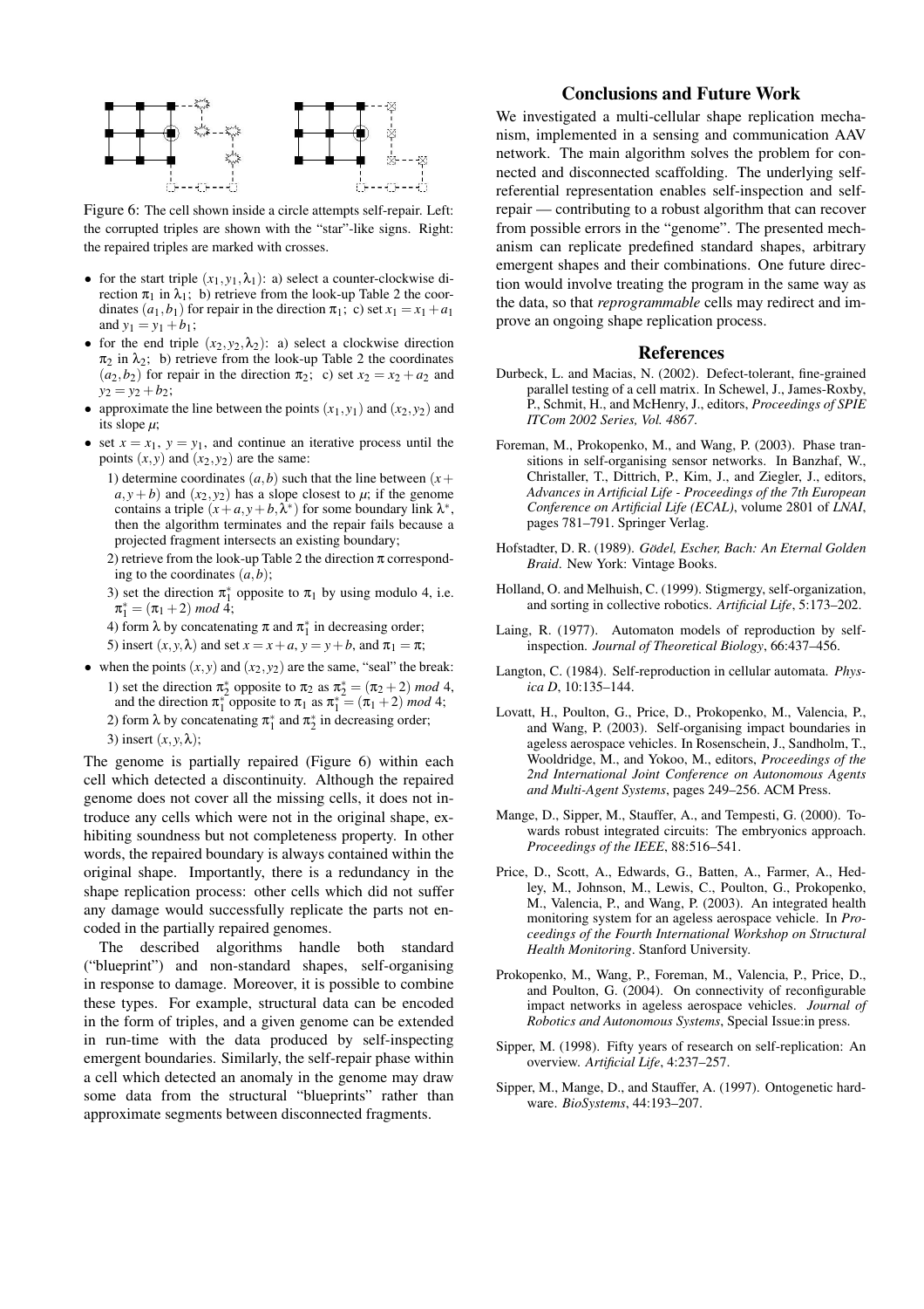Figure 6: The cell shown inside a circle attempts self-repair. Left: the corrupted triples are shown with the "star"-like signs. Right: the repaired triples are marked with crosses.

- for the start triple $(x_1, y_1, \lambda_1)$: a) select a counter-clockwise direction $\pi_1$ in $\lambda_1$; b) retrieve from the look-up Table 2 the coordinates $(a_1, b_1)$ for repair in the direction $\pi_1$; c) set $x_1 = x_1 + a_1$ and $y_1 = y_1 + b_1$;
- for the end triple $(x_2, y_2, \lambda_2)$: a) select a clockwise direction $\pi_2$ in $\lambda_2$; b) retrieve from the look-up Table 2 the coordinates $(a_2, b_2)$ for repair in the direction $\pi_2$; c) set $x_2 = x_2 + a_2$ and $y_2 = y_2 + b_2$;
- approximate the line between the points $(x_1, y_1)$ and $(x_2, y_2)$ and its slope $\mu$;
- set $x = x_1$, $y = y_1$, and continue an iterative process until the points $(x, y)$ and $(x_2, y_2)$ are the same:
  1) determine coordinates $(a, b)$ such that the line between $(x + a, y + b)$ and $(x_2, y_2)$ has a slope closest to $\mu$; if the genome contains a triple $(x + a, y + b, \lambda^*)$ for some boundary link $\lambda^*$, then the algorithm terminates and the repair fails because a projected fragment intersects an existing boundary;
  2) retrieve from the look-up Table 2 the direction $\pi$ corresponding to the coordinates $(a, b)$;
  3) set the direction $\pi_1^*$ opposite to $\pi_1$ by using modulo 4, i.e. $\pi_1^* = (\pi_1 + 2)$ *mod* 4;
  4) form $\lambda$ by concatenating $\pi$ and $\pi_1^*$ in decreasing order;
  5) insert $(x, y, \lambda)$ and set $x = x + a$, $y = y + b$, and $\pi_1 = \pi$;
- when the points $(x, y)$ and $(x_2, y_2)$ are the same, "seal" the break:
  1) set the direction $\pi_2^*$ opposite to $\pi_2$ as $\pi_2^* = (\pi_2 + 2)$ *mod* 4, and the direction $\pi_1^*$ opposite to $\pi_1$ as $\pi_1^* = (\pi_1 + 2)$ *mod* 4;
  2) form $\lambda$ by concatenating $\pi_1^*$ and $\pi_2^*$ in decreasing order;
  3) insert $(x, y, \lambda)$;

The genome is partially repaired (Figure 6) within each cell which detected a discontinuity. Although the repaired genome does not cover all the missing cells, it does not introduce any cells which were not in the original shape, exhibiting soundness but not completeness property. In other words, the repaired boundary is always contained within the original shape. Importantly, there is a redundancy in the shape replication process: other cells which did not suffer any damage would successfully replicate the parts not encoded in the partially repaired genomes.

The described algorithms handle both standard ("blueprint") and non-standard shapes, self-organising in response to damage. Moreover, it is possible to combine these types. For example, structural data can be encoded in the form of triples, and a given genome can be extended in run-time with the data produced by self-inspecting emergent boundaries. Similarly, the self-repair phase within a cell which detected an anomaly in the genome may draw some data from the structural "blueprints" rather than approximate segments between disconnected fragments.

## Conclusions and Future Work

We investigated a multi-cellular shape replication mechanism, implemented in a sensing and communication AAV network. The main algorithm solves the problem for connected and disconnected scaffolding. The underlying self-referential representation enables self-inspection and self-repair — contributing to a robust algorithm that can recover from possible errors in the "genome". The presented mechanism can replicate predefined standard shapes, arbitrary emergent shapes and their combinations. One future direction would involve treating the program in the same way as the data, so that *reprogrammable* cells may redirect and improve an ongoing shape replication process.

## References

Durbeck, L. and Macias, N. (2002). Defect-tolerant, fine-grained parallel testing of a cell matrix. In Schewel, J., James-Roxby, P., Schmit, H., and McHenry, J., editors, *Proceedings of SPIE ITCom 2002 Series, Vol. 4867*.

Foreman, M., Prokopenko, M., and Wang, P. (2003). Phase transitions in self-organising sensor networks. In Banzhaf, W., Christaller, T., Dittrich, P., Kim, J., and Ziegler, J., editors, *Advances in Artificial Life - Proceedings of the 7th European Conference on Artificial Life (ECAL)*, volume 2801 of *LNAI*, pages 781–791. Springer Verlag.

Hofstadter, D. R. (1989). *Gödel, Escher, Bach: An Eternal Golden Braid*. New York: Vintage Books.

Holland, O. and Melhuish, C. (1999). Stigmergy, self-organization, and sorting in collective robotics. *Artificial Life*, 5:173–202.

Laing, R. (1977). Automaton models of reproduction by self-inspection. *Journal of Theoretical Biology*, 66:437–456.

Langton, C. (1984). Self-reproduction in cellular automata. *Physica D*, 10:135–144.

Lovatt, H., Poulton, G., Price, D., Prokopenko, M., Valencia, P., and Wang, P. (2003). Self-organising impact boundaries in ageless aerospace vehicles. In Rosenschein, J., Sandholm, T., Wooldridge, M., and Yokoo, M., editors, *Proceedings of the 2nd International Joint Conference on Autonomous Agents and Multi-Agent Systems*, pages 249–256. ACM Press.

Mange, D., Sipper, M., Stauffer, A., and Tempesti, G. (2000). Towards robust integrated circuits: The embryonics approach. *Proceedings of the IEEE*, 88:516–541.

Price, D., Scott, A., Edwards, G., Batten, A., Farmer, A., Hedley, M., Johnson, M., Lewis, C., Poulton, G., Prokopenko, M., Valencia, P., and Wang, P. (2003). An integrated health monitoring system for an ageless aerospace vehicle. In *Proceedings of the Fourth International Workshop on Structural Health Monitoring*. Stanford University.

Prokopenko, M., Wang, P., Foreman, M., Valencia, P., Price, D., and Poulton, G. (2004). On connectivity of reconfigurable impact networks in ageless aerospace vehicles. *Journal of Robotics and Autonomous Systems*, Special Issue:in press.

Sipper, M. (1998). Fifty years of research on self-replication: An overview. *Artificial Life*, 4:237–257.

Sipper, M., Mange, D., and Stauffer, A. (1997). Ontogenetic hardware. *BioSystems*, 44:193–207.